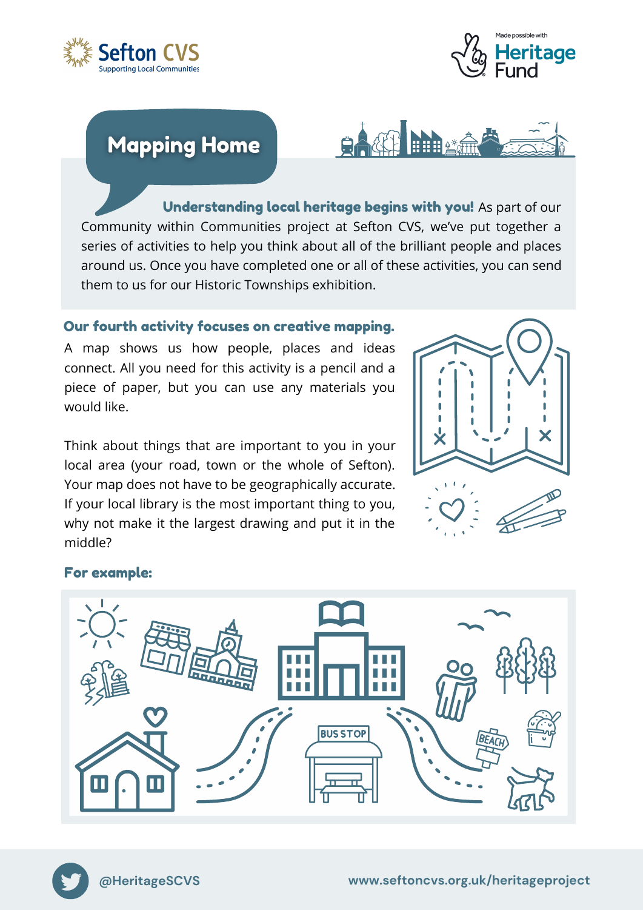Sefton CVS
Supporting Local Communities

Made possible with Heritage Fund

# Mapping Home

**Understanding local heritage begins with you!** As part of our Community within Communities project at Sefton CVS, we've put together a series of activities to help you think about all of the brilliant people and places around us. Once you have completed one or all of these activities, you can send them to us for our Historic Townships exhibition.

## Our fourth activity focuses on creative mapping.

A map shows us how people, places and ideas connect. All you need for this activity is a pencil and a piece of paper, but you can use any materials you would like.

Think about things that are important to you in your local area (your road, town or the whole of Sefton). Your map does not have to be geographically accurate. If your local library is the most important thing to you, why not make it the largest drawing and put it in the middle?

### For example:

@HeritageSCVS

www.seftoncvs.org.uk/heritageproject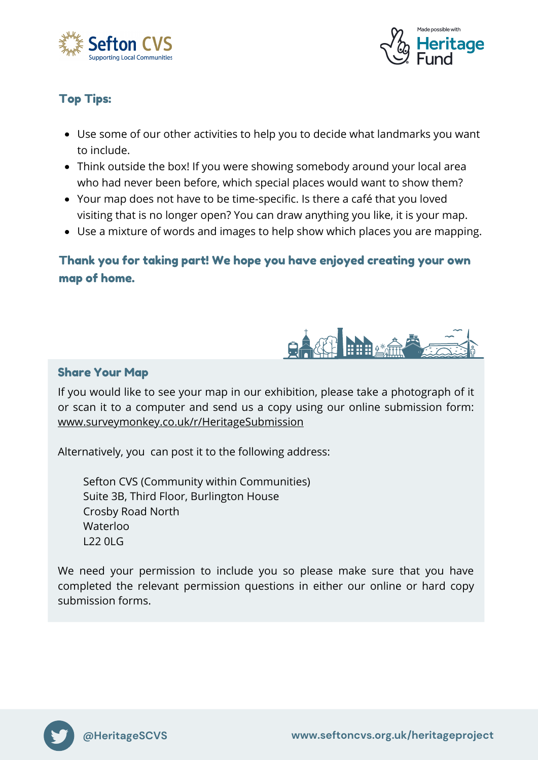## Top Tips:

- Use some of our other activities to help you to decide what landmarks you want to include.
- Think outside the box! If you were showing somebody around your local area who had never been before, which special places would want to show them?
- Your map does not have to be time-specific. Is there a café that you loved visiting that is no longer open? You can draw anything you like, it is your map.
- Use a mixture of words and images to help show which places you are mapping.

**Thank you for taking part! We hope you have enjoyed creating your own map of home.**

### Share Your Map

If you would like to see your map in our exhibition, please take a photograph of it or scan it to a computer and send us a copy using our online submission form: www.surveymonkey.co.uk/r/HeritageSubmission

Alternatively, you can post it to the following address:

Sefton CVS (Community within Communities)
Suite 3B, Third Floor, Burlington House
Crosby Road North
Waterloo
L22 0LG

We need your permission to include you so please make sure that you have completed the relevant permission questions in either our online or hard copy submission forms.

@HeritageSCVS

www.seftoncvs.org.uk/heritageproject